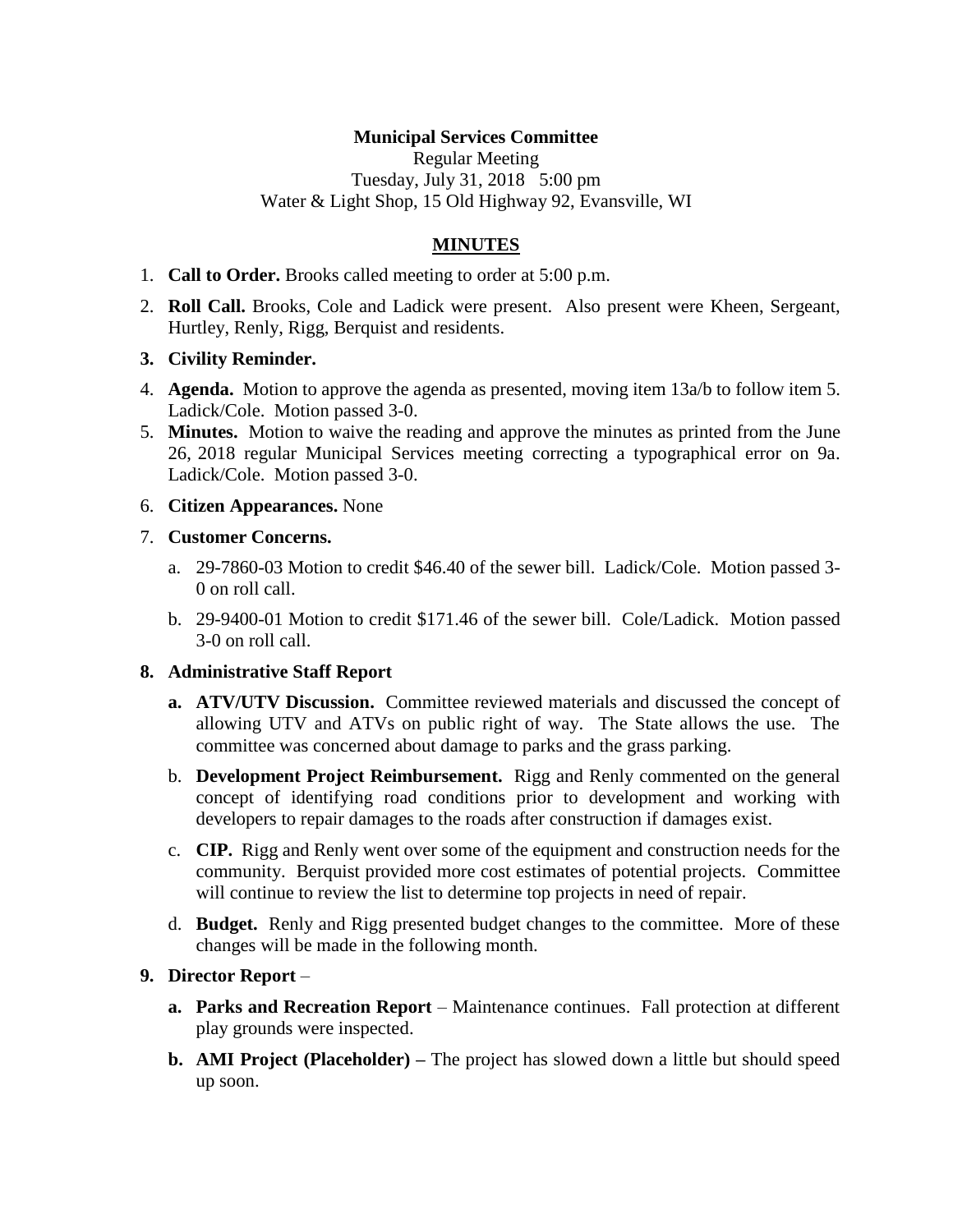**Municipal Services Committee**

Regular Meeting

Tuesday, July 31, 2018 5:00 pm

Water & Light Shop, 15 Old Highway 92, Evansville, WI

**MINUTES**

1. **Call to Order.** Brooks called meeting to order at 5:00 p.m.
2. **Roll Call.** Brooks, Cole and Ladick were present. Also present were Kheen, Sergeant, Hurtley, Renly, Rigg, Berquist and residents.
3. **Civility Reminder.**
4. **Agenda.** Motion to approve the agenda as presented, moving item 13a/b to follow item 5. Ladick/Cole. Motion passed 3-0.
5. **Minutes.** Motion to waive the reading and approve the minutes as printed from the June 26, 2018 regular Municipal Services meeting correcting a typographical error on 9a. Ladick/Cole. Motion passed 3-0.
6. **Citizen Appearances.** None
7. **Customer Concerns.**
   a. 29-7860-03 Motion to credit $46.40 of the sewer bill. Ladick/Cole. Motion passed 3-0 on roll call.
   b. 29-9400-01 Motion to credit $171.46 of the sewer bill. Cole/Ladick. Motion passed 3-0 on roll call.
8. **Administrative Staff Report**
   **a. ATV/UTV Discussion.** Committee reviewed materials and discussed the concept of allowing UTV and ATVs on public right of way. The State allows the use. The committee was concerned about damage to parks and the grass parking.
   b. **Development Project Reimbursement.** Rigg and Renly commented on the general concept of identifying road conditions prior to development and working with developers to repair damages to the roads after construction if damages exist.
   c. **CIP.** Rigg and Renly went over some of the equipment and construction needs for the community. Berquist provided more cost estimates of potential projects. Committee will continue to review the list to determine top projects in need of repair.
   d. **Budget.** Renly and Rigg presented budget changes to the committee. More of these changes will be made in the following month.
9. **Director Report** –
   **a. Parks and Recreation Report** – Maintenance continues. Fall protection at different play grounds were inspected.
   **b. AMI Project (Placeholder) –** The project has slowed down a little but should speed up soon.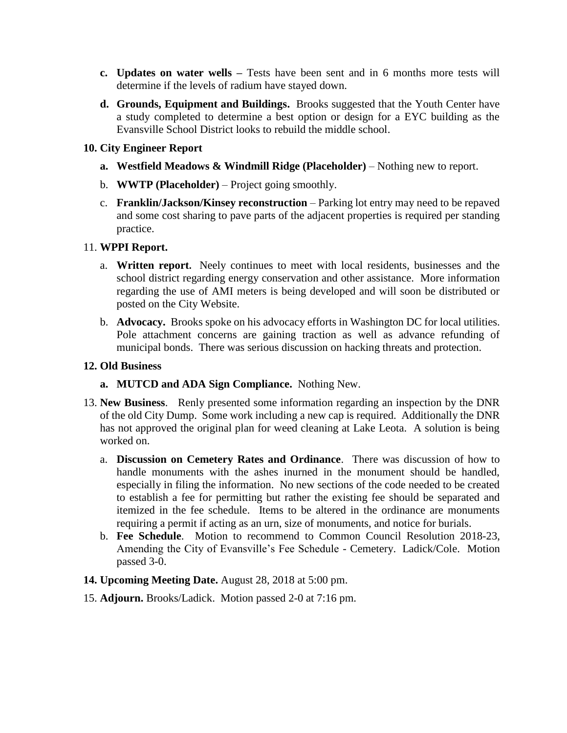- **c. Updates on water wells –** Tests have been sent and in 6 months more tests will determine if the levels of radium have stayed down.
- **d. Grounds, Equipment and Buildings.** Brooks suggested that the Youth Center have a study completed to determine a best option or design for a EYC building as the Evansville School District looks to rebuild the middle school.

**10. City Engineer Report**

- **a. Westfield Meadows & Windmill Ridge (Placeholder)** – Nothing new to report.
- b. **WWTP (Placeholder)** – Project going smoothly.
- c. **Franklin/Jackson/Kinsey reconstruction** – Parking lot entry may need to be repaved and some cost sharing to pave parts of the adjacent properties is required per standing practice.

11. **WPPI Report.**

- a. **Written report**. Neely continues to meet with local residents, businesses and the school district regarding energy conservation and other assistance. More information regarding the use of AMI meters is being developed and will soon be distributed or posted on the City Website.
- b. **Advocacy.** Brooks spoke on his advocacy efforts in Washington DC for local utilities. Pole attachment concerns are gaining traction as well as advance refunding of municipal bonds. There was serious discussion on hacking threats and protection.

**12. Old Business**

- **a. MUTCD and ADA Sign Compliance.** Nothing New.

13. **New Business**. Renly presented some information regarding an inspection by the DNR of the old City Dump. Some work including a new cap is required. Additionally the DNR has not approved the original plan for weed cleaning at Lake Leota. A solution is being worked on.

- a. **Discussion on Cemetery Rates and Ordinance**. There was discussion of how to handle monuments with the ashes inurned in the monument should be handled, especially in filing the information. No new sections of the code needed to be created to establish a fee for permitting but rather the existing fee should be separated and itemized in the fee schedule. Items to be altered in the ordinance are monuments requiring a permit if acting as an urn, size of monuments, and notice for burials.
- b. **Fee Schedule**. Motion to recommend to Common Council Resolution 2018-23, Amending the City of Evansville's Fee Schedule - Cemetery. Ladick/Cole. Motion passed 3-0.

**14. Upcoming Meeting Date.** August 28, 2018 at 5:00 pm.

15. **Adjourn.** Brooks/Ladick. Motion passed 2-0 at 7:16 pm.